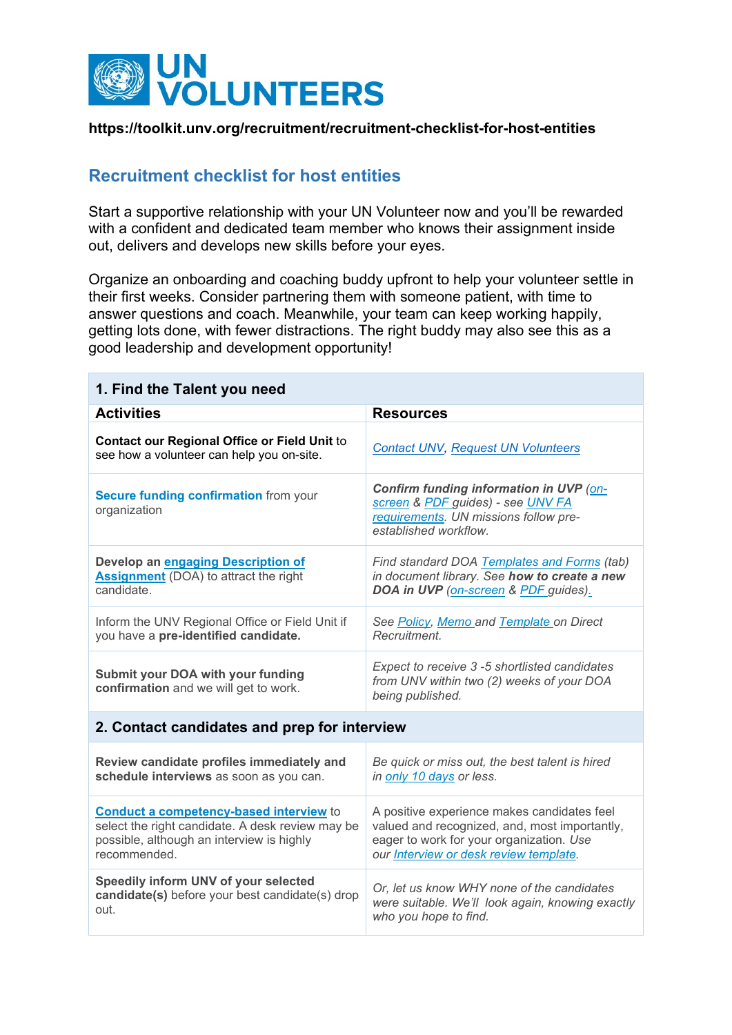# UN VOLUNTEERS

**https://toolkit.unv.org/recruitment/recruitment-checklist-for-host-entities**

## Recruitment checklist for host entities

Start a supportive relationship with your UN Volunteer now and you'll be rewarded with a confident and dedicated team member who knows their assignment inside out, delivers and develops new skills before your eyes.

Organize an onboarding and coaching buddy upfront to help your volunteer settle in their first weeks. Consider partnering them with someone patient, with time to answer questions and coach. Meanwhile, your team can keep working happily, getting lots done, with fewer distractions. The right buddy may also see this as a good leadership and development opportunity!

| **1. Find the Talent you need** | |
|---|---|
| **Activities** | **Resources** |
| **Contact our Regional Office or Field Unit** to see how a volunteer can help you on-site. | Contact UNV, Request UN Volunteers |
| **Secure funding confirmation** from your organization | ***Confirm funding information in UVP*** *(on-screen & PDF guides) - see UNV FA requirements. UN missions follow pre-established workflow.* |
| **Develop an engaging Description of Assignment** (DOA) to attract the right candidate. | *Find standard DOA Templates and Forms (tab) in document library. See* ***how to create a new DOA in UVP*** *(on-screen & PDF guides).* |
| Inform the UNV Regional Office or Field Unit if you have a **pre-identified candidate.** | *See Policy, Memo and Template on Direct Recruitment.* |
| **Submit your DOA with your funding confirmation** and we will get to work. | *Expect to receive 3 -5 shortlisted candidates from UNV within two (2) weeks of your DOA being published.* |
| **2. Contact candidates and prep for interview** | |
| **Review candidate profiles immediately and schedule interviews** as soon as you can. | *Be quick or miss out, the best talent is hired in only 10 days or less.* |
| **Conduct a competency-based interview** to select the right candidate. A desk review may be possible, although an interview is highly recommended. | A positive experience makes candidates feel valued and recognized, and, most importantly, eager to work for your organization. *Use our Interview or desk review template.* |
| **Speedily inform UNV of your selected candidate(s)** before your best candidate(s) drop out. | *Or, let us know WHY none of the candidates were suitable. We'll look again, knowing exactly who you hope to find.* |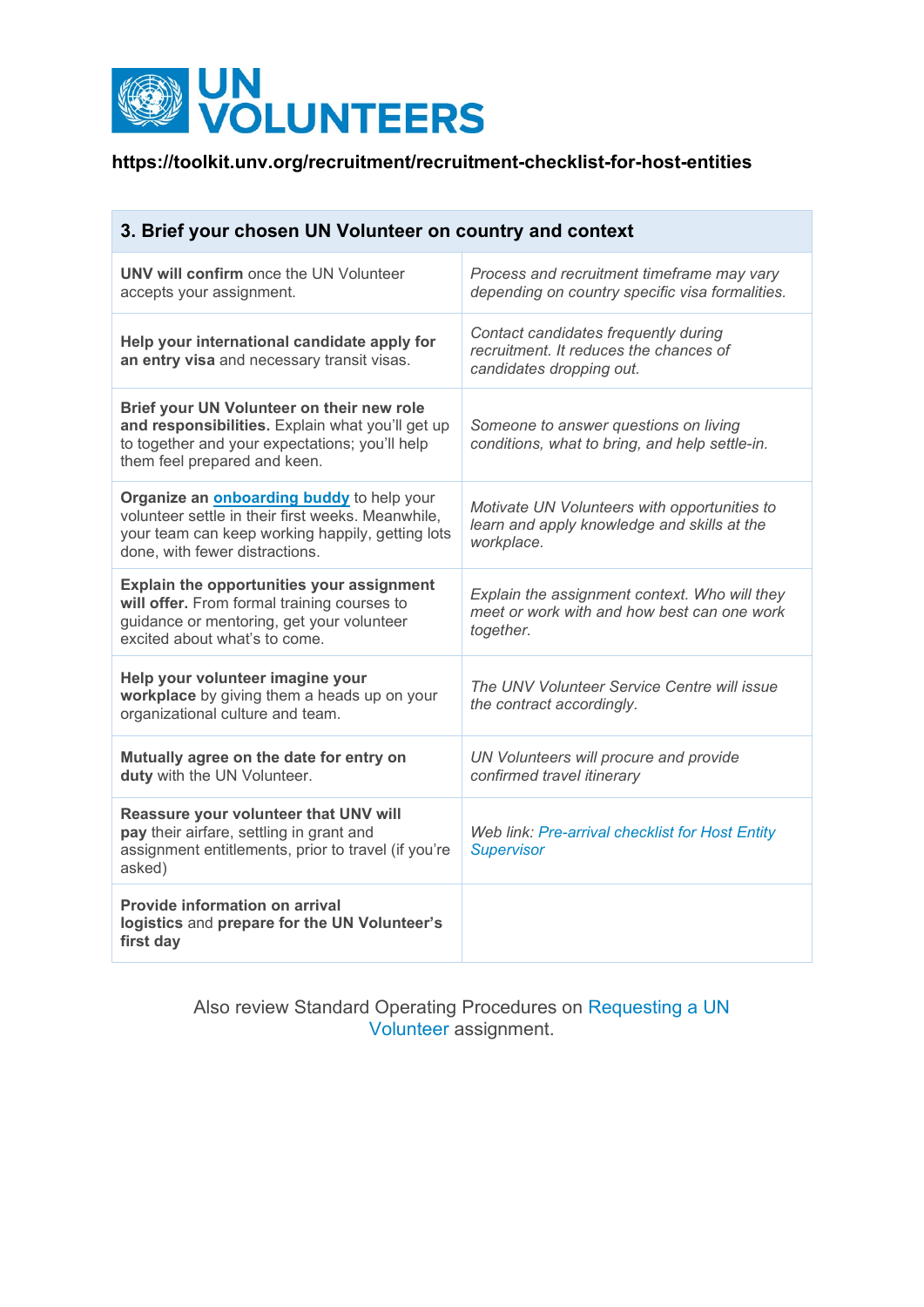**UN VOLUNTEERS**

**https://toolkit.unv.org/recruitment/recruitment-checklist-for-host-entities**

| 3. Brief your chosen UN Volunteer on country and context | |
|---|---|
| **UNV will confirm** once the UN Volunteer accepts your assignment. | *Process and recruitment timeframe may vary depending on country specific visa formalities.* |
| **Help your international candidate apply for an entry visa** and necessary transit visas. | *Contact candidates frequently during recruitment. It reduces the chances of candidates dropping out.* |
| **Brief your UN Volunteer on their new role and responsibilities.** Explain what you'll get up to together and your expectations; you'll help them feel prepared and keen. | *Someone to answer questions on living conditions, what to bring, and help settle-in.* |
| **Organize an onboarding buddy** to help your volunteer settle in their first weeks. Meanwhile, your team can keep working happily, getting lots done, with fewer distractions. | *Motivate UN Volunteers with opportunities to learn and apply knowledge and skills at the workplace.* |
| **Explain the opportunities your assignment will offer.** From formal training courses to guidance or mentoring, get your volunteer excited about what's to come. | *Explain the assignment context. Who will they meet or work with and how best can one work together.* |
| **Help your volunteer imagine your workplace** by giving them a heads up on your organizational culture and team. | *The UNV Volunteer Service Centre will issue the contract accordingly.* |
| **Mutually agree on the date for entry on duty** with the UN Volunteer. | *UN Volunteers will procure and provide confirmed travel itinerary* |
| **Reassure your volunteer that UNV will pay** their airfare, settling in grant and assignment entitlements, prior to travel (if you're asked) | *Web link: Pre-arrival checklist for Host Entity Supervisor* |
| **Provide information on arrival logistics** and **prepare for the UN Volunteer's first day** | |

Also review Standard Operating Procedures on Requesting a UN Volunteer assignment.